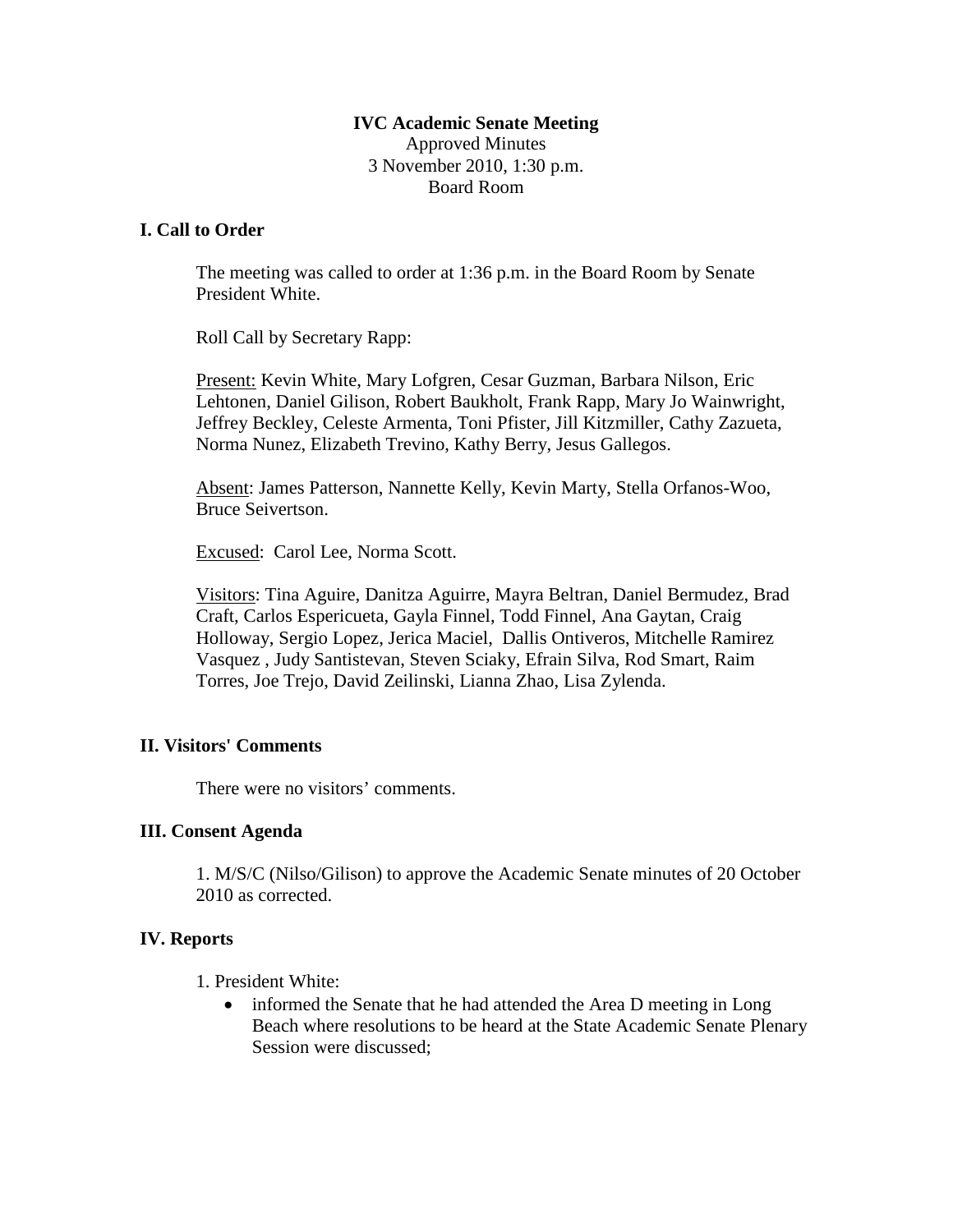**IVC Academic Senate Meeting**

Approved Minutes

3 November 2010, 1:30 p.m.

Board Room

## I. Call to Order

The meeting was called to order at 1:36 p.m. in the Board Room by Senate President White.

Roll Call by Secretary Rapp:

Present: Kevin White, Mary Lofgren, Cesar Guzman, Barbara Nilson, Eric Lehtonen, Daniel Gilison, Robert Baukholt, Frank Rapp, Mary Jo Wainwright, Jeffrey Beckley, Celeste Armenta, Toni Pfister, Jill Kitzmiller, Cathy Zazueta, Norma Nunez, Elizabeth Trevino, Kathy Berry, Jesus Gallegos.

Absent: James Patterson, Nannette Kelly, Kevin Marty, Stella Orfanos-Woo, Bruce Seivertson.

Excused: Carol Lee, Norma Scott.

Visitors: Tina Aguire, Danitza Aguirre, Mayra Beltran, Daniel Bermudez, Brad Craft, Carlos Espericueta, Gayla Finnel, Todd Finnel, Ana Gaytan, Craig Holloway, Sergio Lopez, Jerica Maciel, Dallis Ontiveros, Mitchelle Ramirez Vasquez , Judy Santistevan, Steven Sciaky, Efrain Silva, Rod Smart, Raim Torres, Joe Trejo, David Zeilinski, Lianna Zhao, Lisa Zylenda.

## II. Visitors' Comments

There were no visitors' comments.

## III. Consent Agenda

1. M/S/C (Nilso/Gilison) to approve the Academic Senate minutes of 20 October 2010 as corrected.

## IV. Reports

1. President White:
   - informed the Senate that he had attended the Area D meeting in Long Beach where resolutions to be heard at the State Academic Senate Plenary Session were discussed;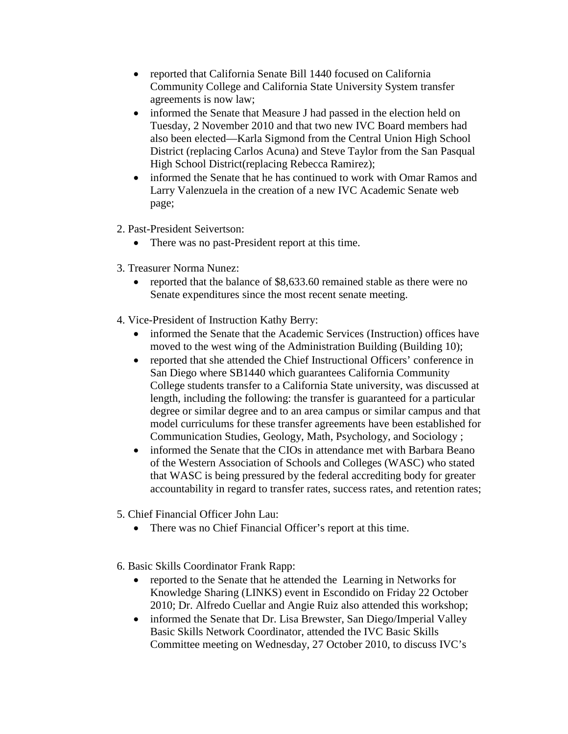- reported that California Senate Bill 1440 focused on California Community College and California State University System transfer agreements is now law;
- informed the Senate that Measure J had passed in the election held on Tuesday, 2 November 2010 and that two new IVC Board members had also been elected—Karla Sigmond from the Central Union High School District (replacing Carlos Acuna) and Steve Taylor from the San Pasqual High School District(replacing Rebecca Ramirez);
- informed the Senate that he has continued to work with Omar Ramos and Larry Valenzuela in the creation of a new IVC Academic Senate web page;

2. Past-President Seivertson:
   - There was no past-President report at this time.

3. Treasurer Norma Nunez:
   - reported that the balance of $8,633.60 remained stable as there were no Senate expenditures since the most recent senate meeting.

4. Vice-President of Instruction Kathy Berry:
   - informed the Senate that the Academic Services (Instruction) offices have moved to the west wing of the Administration Building (Building 10);
   - reported that she attended the Chief Instructional Officers' conference in San Diego where SB1440 which guarantees California Community College students transfer to a California State university, was discussed at length, including the following: the transfer is guaranteed for a particular degree or similar degree and to an area campus or similar campus and that model curriculums for these transfer agreements have been established for Communication Studies, Geology, Math, Psychology, and Sociology ;
   - informed the Senate that the CIOs in attendance met with Barbara Beano of the Western Association of Schools and Colleges (WASC) who stated that WASC is being pressured by the federal accrediting body for greater accountability in regard to transfer rates, success rates, and retention rates;

5. Chief Financial Officer John Lau:
   - There was no Chief Financial Officer's report at this time.

6. Basic Skills Coordinator Frank Rapp:
   - reported to the Senate that he attended the Learning in Networks for Knowledge Sharing (LINKS) event in Escondido on Friday 22 October 2010; Dr. Alfredo Cuellar and Angie Ruiz also attended this workshop;
   - informed the Senate that Dr. Lisa Brewster, San Diego/Imperial Valley Basic Skills Network Coordinator, attended the IVC Basic Skills Committee meeting on Wednesday, 27 October 2010, to discuss IVC's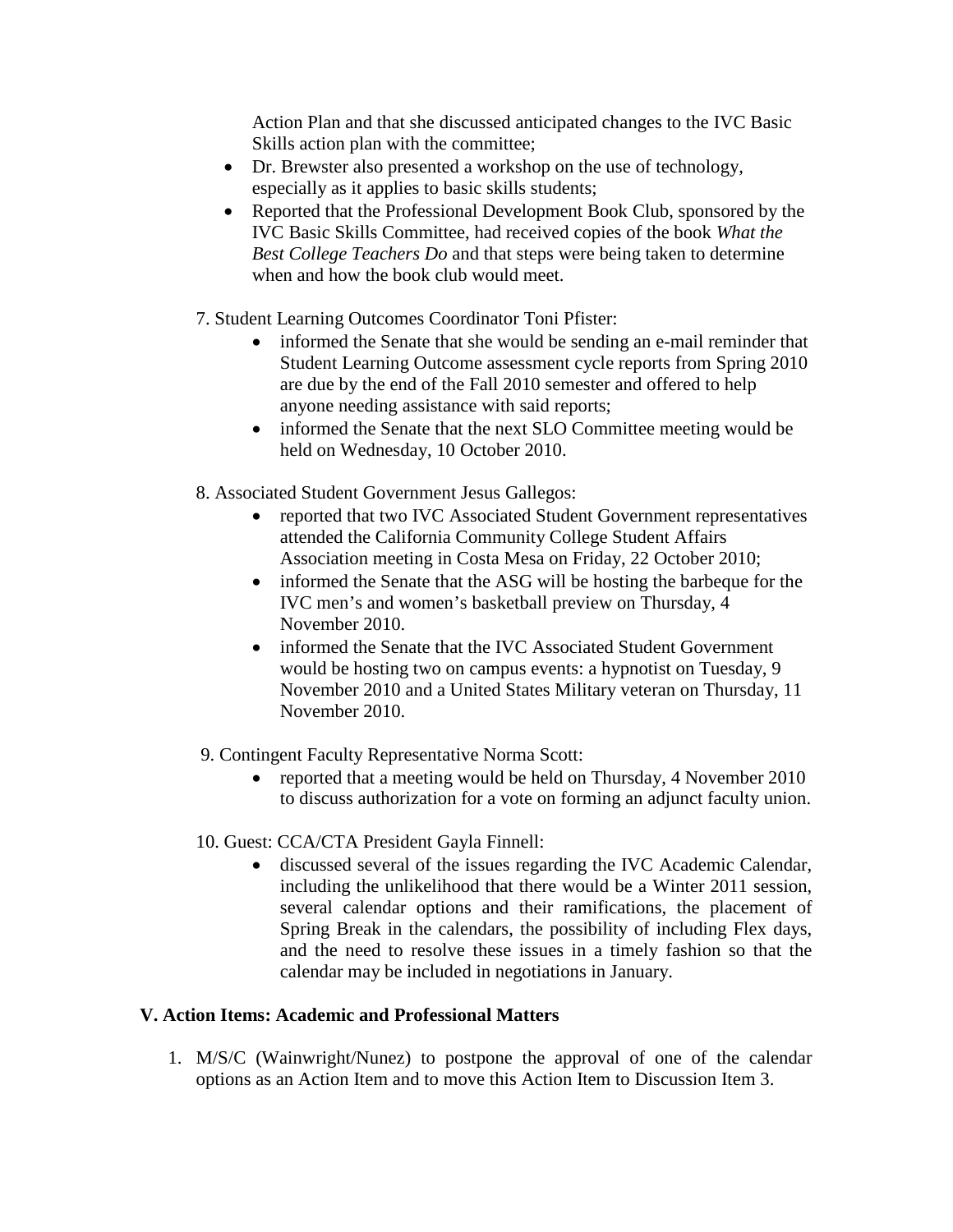Action Plan and that she discussed anticipated changes to the IVC Basic Skills action plan with the committee;

- Dr. Brewster also presented a workshop on the use of technology, especially as it applies to basic skills students;
- Reported that the Professional Development Book Club, sponsored by the IVC Basic Skills Committee, had received copies of the book *What the Best College Teachers Do* and that steps were being taken to determine when and how the book club would meet.

7. Student Learning Outcomes Coordinator Toni Pfister:
   - informed the Senate that she would be sending an e-mail reminder that Student Learning Outcome assessment cycle reports from Spring 2010 are due by the end of the Fall 2010 semester and offered to help anyone needing assistance with said reports;
   - informed the Senate that the next SLO Committee meeting would be held on Wednesday, 10 October 2010.

8. Associated Student Government Jesus Gallegos:
   - reported that two IVC Associated Student Government representatives attended the California Community College Student Affairs Association meeting in Costa Mesa on Friday, 22 October 2010;
   - informed the Senate that the ASG will be hosting the barbeque for the IVC men's and women's basketball preview on Thursday, 4 November 2010.
   - informed the Senate that the IVC Associated Student Government would be hosting two on campus events: a hypnotist on Tuesday, 9 November 2010 and a United States Military veteran on Thursday, 11 November 2010.

9. Contingent Faculty Representative Norma Scott:
   - reported that a meeting would be held on Thursday, 4 November 2010 to discuss authorization for a vote on forming an adjunct faculty union.

10. Guest: CCA/CTA President Gayla Finnell:
    - discussed several of the issues regarding the IVC Academic Calendar, including the unlikelihood that there would be a Winter 2011 session, several calendar options and their ramifications, the placement of Spring Break in the calendars, the possibility of including Flex days, and the need to resolve these issues in a timely fashion so that the calendar may be included in negotiations in January.

## V. Action Items: Academic and Professional Matters

1. M/S/C (Wainwright/Nunez) to postpone the approval of one of the calendar options as an Action Item and to move this Action Item to Discussion Item 3.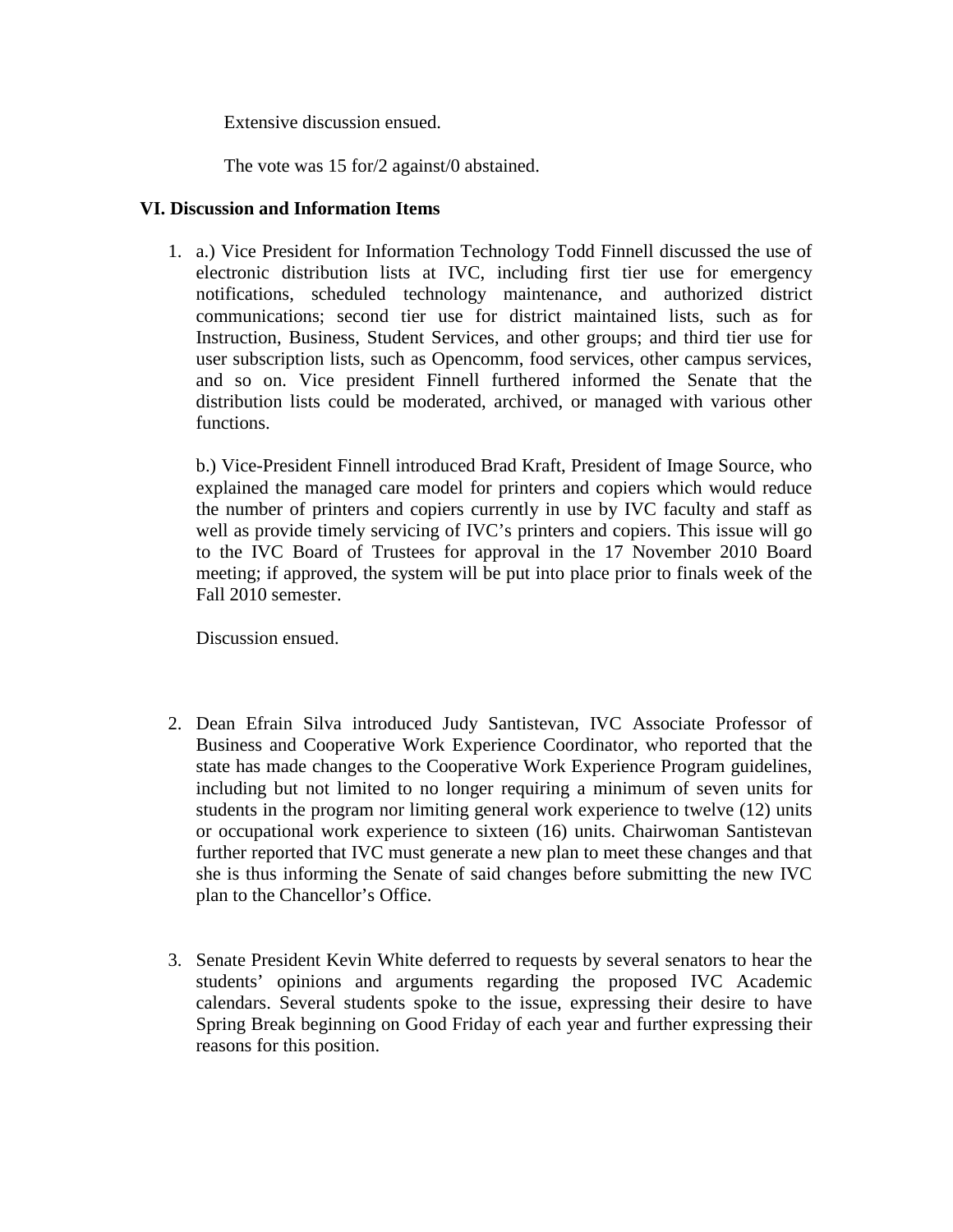Extensive discussion ensued.

The vote was 15 for/2 against/0 abstained.

**VI. Discussion and Information Items**

1. a.) Vice President for Information Technology Todd Finnell discussed the use of electronic distribution lists at IVC, including first tier use for emergency notifications, scheduled technology maintenance, and authorized district communications; second tier use for district maintained lists, such as for Instruction, Business, Student Services, and other groups; and third tier use for user subscription lists, such as Opencomm, food services, other campus services, and so on. Vice president Finnell furthered informed the Senate that the distribution lists could be moderated, archived, or managed with various other functions.

   b.) Vice-President Finnell introduced Brad Kraft, President of Image Source, who explained the managed care model for printers and copiers which would reduce the number of printers and copiers currently in use by IVC faculty and staff as well as provide timely servicing of IVC's printers and copiers. This issue will go to the IVC Board of Trustees for approval in the 17 November 2010 Board meeting; if approved, the system will be put into place prior to finals week of the Fall 2010 semester.

   Discussion ensued.

2. Dean Efrain Silva introduced Judy Santistevan, IVC Associate Professor of Business and Cooperative Work Experience Coordinator, who reported that the state has made changes to the Cooperative Work Experience Program guidelines, including but not limited to no longer requiring a minimum of seven units for students in the program nor limiting general work experience to twelve (12) units or occupational work experience to sixteen (16) units. Chairwoman Santistevan further reported that IVC must generate a new plan to meet these changes and that she is thus informing the Senate of said changes before submitting the new IVC plan to the Chancellor's Office.

3. Senate President Kevin White deferred to requests by several senators to hear the students' opinions and arguments regarding the proposed IVC Academic calendars. Several students spoke to the issue, expressing their desire to have Spring Break beginning on Good Friday of each year and further expressing their reasons for this position.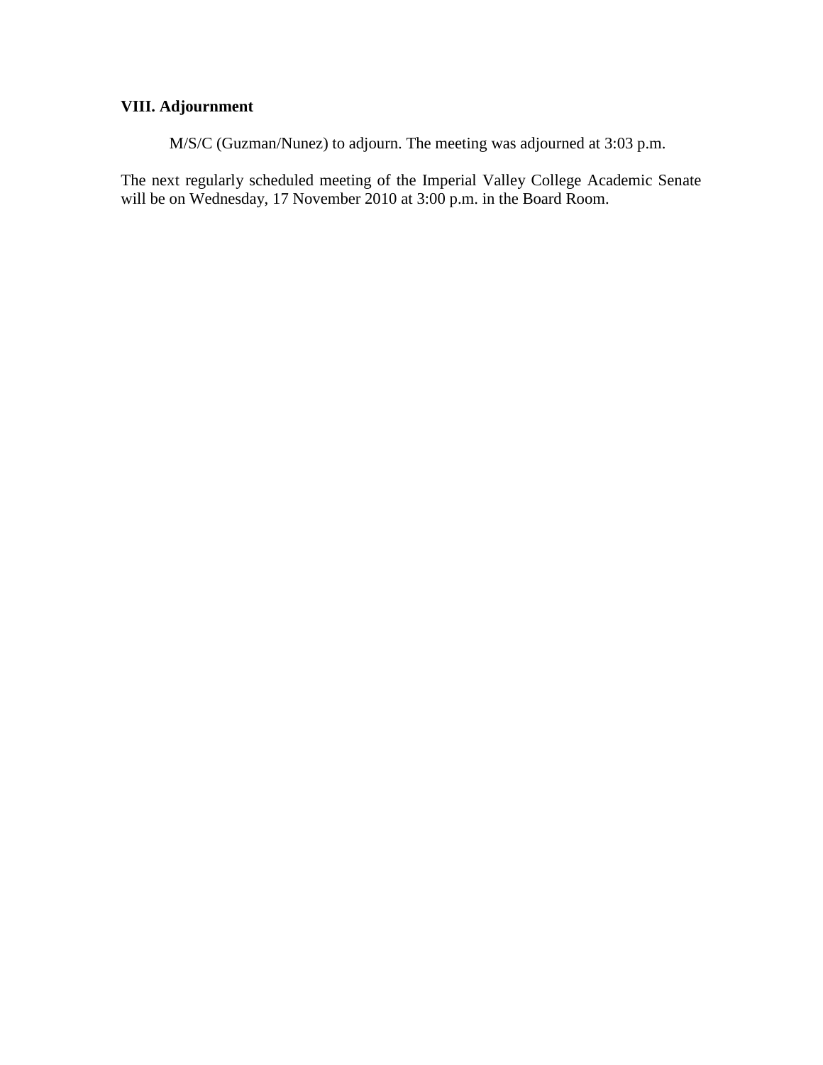**VIII. Adjournment**

M/S/C (Guzman/Nunez) to adjourn. The meeting was adjourned at 3:03 p.m.

The next regularly scheduled meeting of the Imperial Valley College Academic Senate will be on Wednesday, 17 November 2010 at 3:00 p.m. in the Board Room.